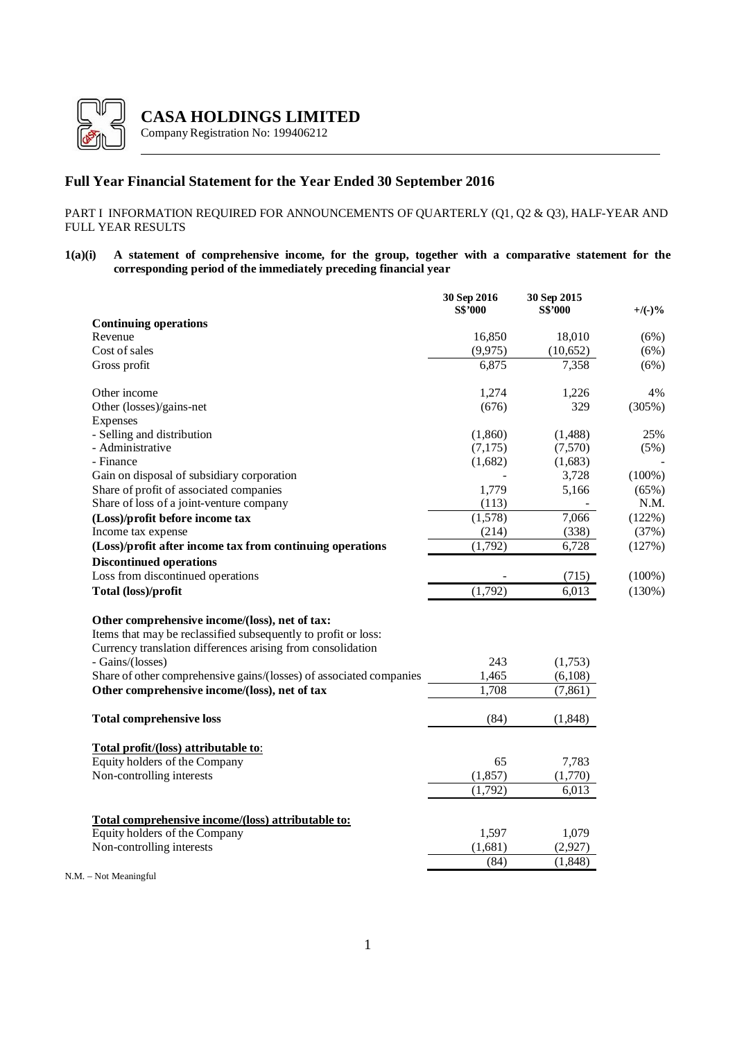# CASA HOLDINGS LIMITED

Company Registration No: 199406212

## Full Year Financial Statement for the Year Ended 30 September 2016

PART I INFORMATION REQUIRED FOR ANNOUNCEMENTS OF QUARTERLY (Q1, Q2 & Q3), HALF-YEAR AND FULL YEAR RESULTS

**1(a)(i) A statement of comprehensive income, for the group, together with a comparative statement for the corresponding period of the immediately preceding financial year**

| | 30 Sep 2016 S$'000 | 30 Sep 2015 S$'000 | +/(-)% |
|---|---|---|---|
| **Continuing operations** | | | |
| Revenue | 16,850 | 18,010 | (6%) |
| Cost of sales | (9,975) | (10,652) | (6%) |
| Gross profit | 6,875 | 7,358 | (6%) |
| | | | |
| Other income | 1,274 | 1,226 | 4% |
| Other (losses)/gains-net | (676) | 329 | (305%) |
| Expenses | | | |
| - Selling and distribution | (1,860) | (1,488) | 25% |
| - Administrative | (7,175) | (7,570) | (5%) |
| - Finance | (1,682) | (1,683) | - |
| Gain on disposal of subsidiary corporation | - | 3,728 | (100%) |
| Share of profit of associated companies | 1,779 | 5,166 | (65%) |
| Share of loss of a joint-venture company | (113) | - | N.M. |
| **(Loss)/profit before income tax** | (1,578) | 7,066 | (122%) |
| Income tax expense | (214) | (338) | (37%) |
| **(Loss)/profit after income tax from continuing operations** | (1,792) | 6,728 | (127%) |
| **Discontinued operations** | | | |
| Loss from discontinued operations | - | (715) | (100%) |
| **Total (loss)/profit** | (1,792) | 6,013 | (130%) |
| | | | |
| **Other comprehensive income/(loss), net of tax:** | | | |
| Items that may be reclassified subsequently to profit or loss: | | | |
| Currency translation differences arising from consolidation | | | |
| - Gains/(losses) | 243 | (1,753) | |
| Share of other comprehensive gains/(losses) of associated companies | 1,465 | (6,108) | |
| **Other comprehensive income/(loss), net of tax** | 1,708 | (7,861) | |
| | | | |
| **Total comprehensive loss** | (84) | (1,848) | |
| | | | |
| **Total profit/(loss) attributable to:** | | | |
| Equity holders of the Company | 65 | 7,783 | |
| Non-controlling interests | (1,857) | (1,770) | |
| | (1,792) | 6,013 | |
| | | | |
| **Total comprehensive income/(loss) attributable to:** | | | |
| Equity holders of the Company | 1,597 | 1,079 | |
| Non-controlling interests | (1,681) | (2,927) | |
| | (84) | (1,848) | |

N.M. – Not Meaningful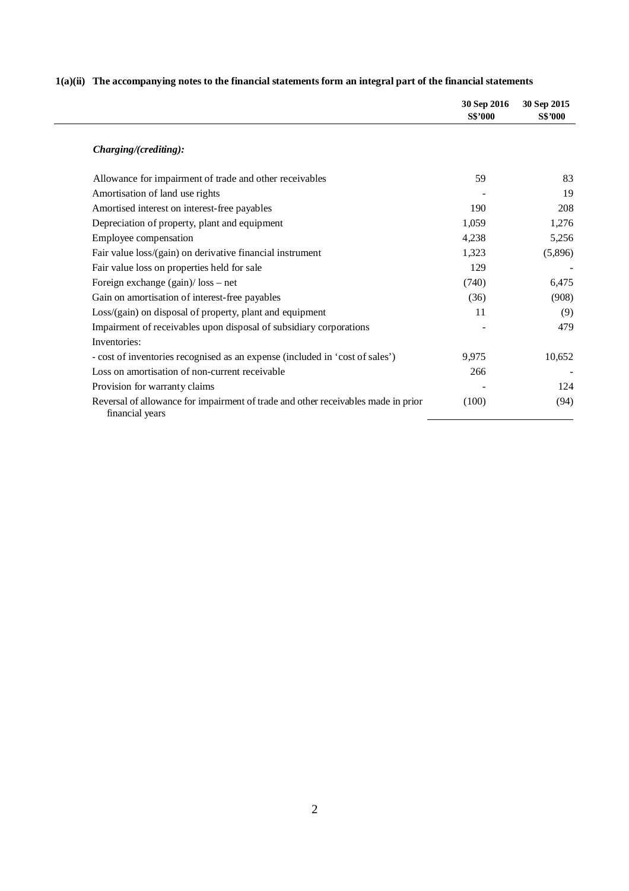**1(a)(ii) The accompanying notes to the financial statements form an integral part of the financial statements**

| | 30 Sep 2016 S$'000 | 30 Sep 2015 S$'000 |
|---|---|---|
| ***Charging/(crediting):*** | | |
| Allowance for impairment of trade and other receivables | 59 | 83 |
| Amortisation of land use rights | - | 19 |
| Amortised interest on interest-free payables | 190 | 208 |
| Depreciation of property, plant and equipment | 1,059 | 1,276 |
| Employee compensation | 4,238 | 5,256 |
| Fair value loss/(gain) on derivative financial instrument | 1,323 | (5,896) |
| Fair value loss on properties held for sale | 129 | - |
| Foreign exchange (gain)/ loss – net | (740) | 6,475 |
| Gain on amortisation of interest-free payables | (36) | (908) |
| Loss/(gain) on disposal of property, plant and equipment | 11 | (9) |
| Impairment of receivables upon disposal of subsidiary corporations | - | 479 |
| Inventories: | | |
| - cost of inventories recognised as an expense (included in 'cost of sales') | 9,975 | 10,652 |
| Loss on amortisation of non-current receivable | 266 | - |
| Provision for warranty claims | - | 124 |
| Reversal of allowance for impairment of trade and other receivables made in prior financial years | (100) | (94) |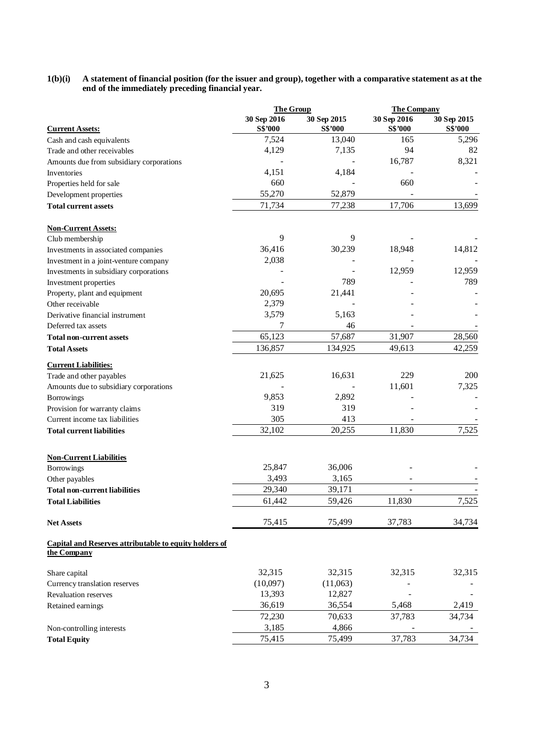**1(b)(i) A statement of financial position (for the issuer and group), together with a comparative statement as at the end of the immediately preceding financial year.**

| | The Group | | The Company | |
|---|---|---|---|---|
| | 30 Sep 2016 | 30 Sep 2015 | 30 Sep 2016 | 30 Sep 2015 |
| **Current Assets:** | S$'000 | S$'000 | S$'000 | S$'000 |
| Cash and cash equivalents | 7,524 | 13,040 | 165 | 5,296 |
| Trade and other receivables | 4,129 | 7,135 | 94 | 82 |
| Amounts due from subsidiary corporations | - | - | 16,787 | 8,321 |
| Inventories | 4,151 | 4,184 | - | - |
| Properties held for sale | 660 | - | 660 | - |
| Development properties | 55,270 | 52,879 | - | - |
| **Total current assets** | 71,734 | 77,238 | 17,706 | 13,699 |
| | | | | |
| **Non-Current Assets:** | | | | |
| Club membership | 9 | 9 | - | - |
| Investments in associated companies | 36,416 | 30,239 | 18,948 | 14,812 |
| Investment in a joint-venture company | 2,038 | - | - | - |
| Investments in subsidiary corporations | - | - | 12,959 | 12,959 |
| Investment properties | - | 789 | - | 789 |
| Property, plant and equipment | 20,695 | 21,441 | - | - |
| Other receivable | 2,379 | - | - | - |
| Derivative financial instrument | 3,579 | 5,163 | - | - |
| Deferred tax assets | 7 | 46 | - | - |
| **Total non-current assets** | 65,123 | 57,687 | 31,907 | 28,560 |
| **Total Assets** | 136,857 | 134,925 | 49,613 | 42,259 |
| | | | | |
| **Current Liabilities:** | | | | |
| Trade and other payables | 21,625 | 16,631 | 229 | 200 |
| Amounts due to subsidiary corporations | - | - | 11,601 | 7,325 |
| Borrowings | 9,853 | 2,892 | - | - |
| Provision for warranty claims | 319 | 319 | - | - |
| Current income tax liabilities | 305 | 413 | - | - |
| **Total current liabilities** | 32,102 | 20,255 | 11,830 | 7,525 |
| | | | | |
| **Non-Current Liabilities** | | | | |
| Borrowings | 25,847 | 36,006 | - | - |
| Other payables | 3,493 | 3,165 | - | - |
| **Total non-current liabilities** | 29,340 | 39,171 | - | - |
| **Total Liabilities** | 61,442 | 59,426 | 11,830 | 7,525 |
| | | | | |
| **Net Assets** | 75,415 | 75,499 | 37,783 | 34,734 |
| | | | | |
| **Capital and Reserves attributable to equity holders of the Company** | | | | |
| Share capital | 32,315 | 32,315 | 32,315 | 32,315 |
| Currency translation reserves | (10,097) | (11,063) | - | - |
| Revaluation reserves | 13,393 | 12,827 | - | - |
| Retained earnings | 36,619 | 36,554 | 5,468 | 2,419 |
| | 72,230 | 70,633 | 37,783 | 34,734 |
| Non-controlling interests | 3,185 | 4,866 | - | - |
| **Total Equity** | 75,415 | 75,499 | 37,783 | 34,734 |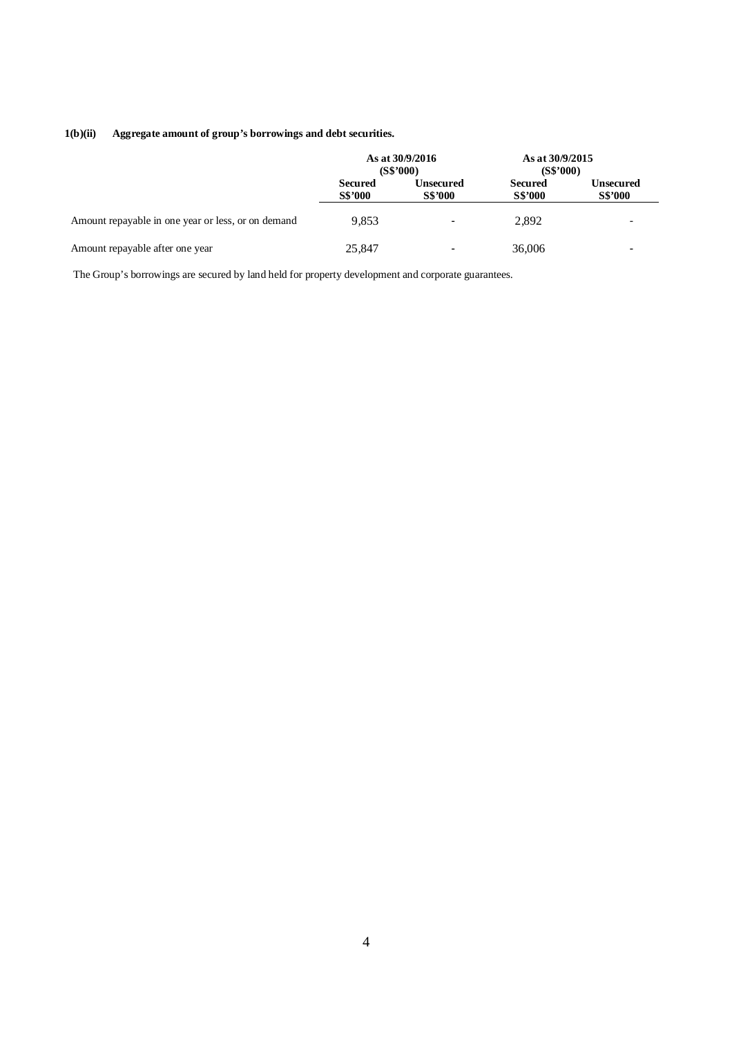**1(b)(ii) Aggregate amount of group's borrowings and debt securities.**

| | As at 30/9/2016 (S$'000) | | As at 30/9/2015 (S$'000) | |
|---|---|---|---|---|
| | **Secured S$'000** | **Unsecured S$'000** | **Secured S$'000** | **Unsecured S$'000** |
| Amount repayable in one year or less, or on demand | 9,853 | - | 2,892 | - |
| Amount repayable after one year | 25,847 | - | 36,006 | - |

The Group's borrowings are secured by land held for property development and corporate guarantees.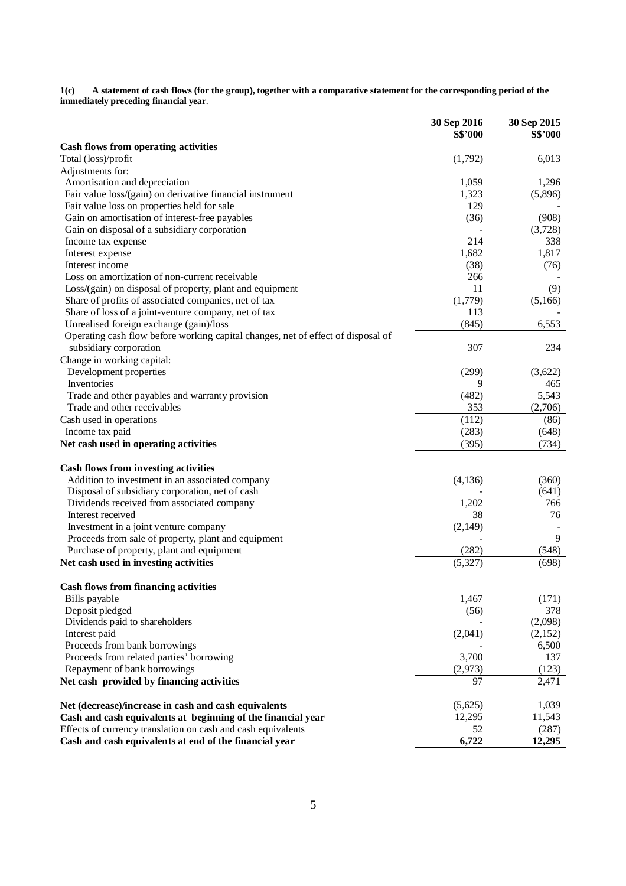**1(c) A statement of cash flows (for the group), together with a comparative statement for the corresponding period of the immediately preceding financial year**.

| | 30 Sep 2016 S$'000 | 30 Sep 2015 S$'000 |
|---|---|---|
| **Cash flows from operating activities** | | |
| Total (loss)/profit | (1,792) | 6,013 |
| Adjustments for: | | |
| Amortisation and depreciation | 1,059 | 1,296 |
| Fair value loss/(gain) on derivative financial instrument | 1,323 | (5,896) |
| Fair value loss on properties held for sale | 129 | - |
| Gain on amortisation of interest-free payables | (36) | (908) |
| Gain on disposal of a subsidiary corporation | - | (3,728) |
| Income tax expense | 214 | 338 |
| Interest expense | 1,682 | 1,817 |
| Interest income | (38) | (76) |
| Loss on amortization of non-current receivable | 266 | - |
| Loss/(gain) on disposal of property, plant and equipment | 11 | (9) |
| Share of profits of associated companies, net of tax | (1,779) | (5,166) |
| Share of loss of a joint-venture company, net of tax | 113 | - |
| Unrealised foreign exchange (gain)/loss | (845) | 6,553 |
| Operating cash flow before working capital changes, net of effect of disposal of subsidiary corporation | 307 | 234 |
| Change in working capital: | | |
| Development properties | (299) | (3,622) |
| Inventories | 9 | 465 |
| Trade and other payables and warranty provision | (482) | 5,543 |
| Trade and other receivables | 353 | (2,706) |
| Cash used in operations | (112) | (86) |
| Income tax paid | (283) | (648) |
| **Net cash used in operating activities** | (395) | (734) |
| | | |
| **Cash flows from investing activities** | | |
| Addition to investment in an associated company | (4,136) | (360) |
| Disposal of subsidiary corporation, net of cash | - | (641) |
| Dividends received from associated company | 1,202 | 766 |
| Interest received | 38 | 76 |
| Investment in a joint venture company | (2,149) | - |
| Proceeds from sale of property, plant and equipment | - | 9 |
| Purchase of property, plant and equipment | (282) | (548) |
| **Net cash used in investing activities** | (5,327) | (698) |
| | | |
| **Cash flows from financing activities** | | |
| Bills payable | 1,467 | (171) |
| Deposit pledged | (56) | 378 |
| Dividends paid to shareholders | - | (2,098) |
| Interest paid | (2,041) | (2,152) |
| Proceeds from bank borrowings | - | 6,500 |
| Proceeds from related parties' borrowing | 3,700 | 137 |
| Repayment of bank borrowings | (2,973) | (123) |
| **Net cash provided by financing activities** | 97 | 2,471 |
| | | |
| **Net (decrease)/increase in cash and cash equivalents** | (5,625) | 1,039 |
| **Cash and cash equivalents at beginning of the financial year** | 12,295 | 11,543 |
| Effects of currency translation on cash and cash equivalents | 52 | (287) |
| **Cash and cash equivalents at end of the financial year** | **6,722** | **12,295** |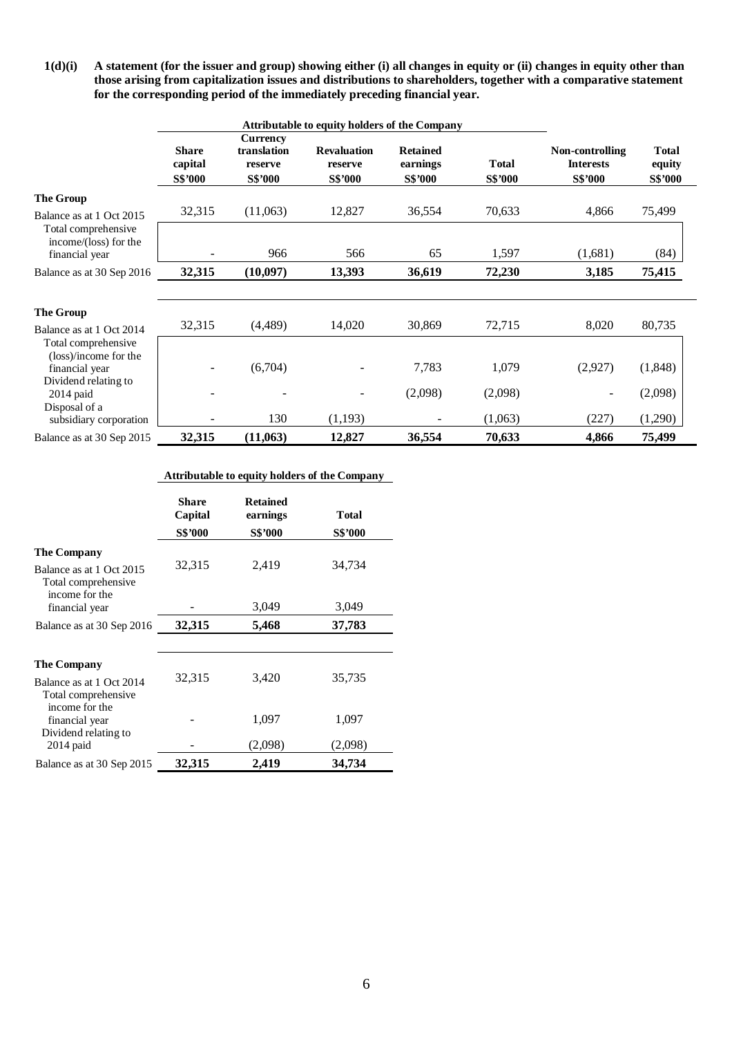**1(d)(i) A statement (for the issuer and group) showing either (i) all changes in equity or (ii) changes in equity other than those arising from capitalization issues and distributions to shareholders, together with a comparative statement for the corresponding period of the immediately preceding financial year.**

| | Attributable to equity holders of the Company | | | | | | |
|---|---|---|---|---|---|---|---|
| | **Share capital** | **Currency translation reserve** | **Revaluation reserve** | **Retained earnings** | **Total** | **Non-controlling Interests** | **Total equity** |
| | **S$'000** | **S$'000** | **S$'000** | **S$'000** | **S$'000** | **S$'000** | **S$'000** |
| **The Group** | | | | | | | |
| Balance as at 1 Oct 2015 | 32,315 | (11,063) | 12,827 | 36,554 | 70,633 | 4,866 | 75,499 |
| Total comprehensive income/(loss) for the financial year | - | 966 | 566 | 65 | 1,597 | (1,681) | (84) |
| Balance as at 30 Sep 2016 | **32,315** | **(10,097)** | **13,393** | **36,619** | **72,230** | **3,185** | **75,415** |
| | | | | | | | |
| **The Group** | | | | | | | |
| Balance as at 1 Oct 2014 | 32,315 | (4,489) | 14,020 | 30,869 | 72,715 | 8,020 | 80,735 |
| Total comprehensive (loss)/income for the financial year | - | (6,704) | - | 7,783 | 1,079 | (2,927) | (1,848) |
| Dividend relating to 2014 paid | - | - | - | (2,098) | (2,098) | - | (2,098) |
| Disposal of a subsidiary corporation | - | 130 | (1,193) | - | (1,063) | (227) | (1,290) |
| Balance as at 30 Sep 2015 | **32,315** | **(11,063)** | **12,827** | **36,554** | **70,633** | **4,866** | **75,499** |

| | Attributable to equity holders of the Company | | |
|---|---|---|---|
| | **Share Capital** | **Retained earnings** | **Total** |
| | **S$'000** | **S$'000** | **S$'000** |
| **The Company** | | | |
| Balance as at 1 Oct 2015 | 32,315 | 2,419 | 34,734 |
| Total comprehensive income for the financial year | - | 3,049 | 3,049 |
| Balance as at 30 Sep 2016 | **32,315** | **5,468** | **37,783** |
| | | | |
| **The Company** | | | |
| Balance as at 1 Oct 2014 | 32,315 | 3,420 | 35,735 |
| Total comprehensive income for the financial year | - | 1,097 | 1,097 |
| Dividend relating to 2014 paid | - | (2,098) | (2,098) |
| Balance as at 30 Sep 2015 | **32,315** | **2,419** | **34,734** |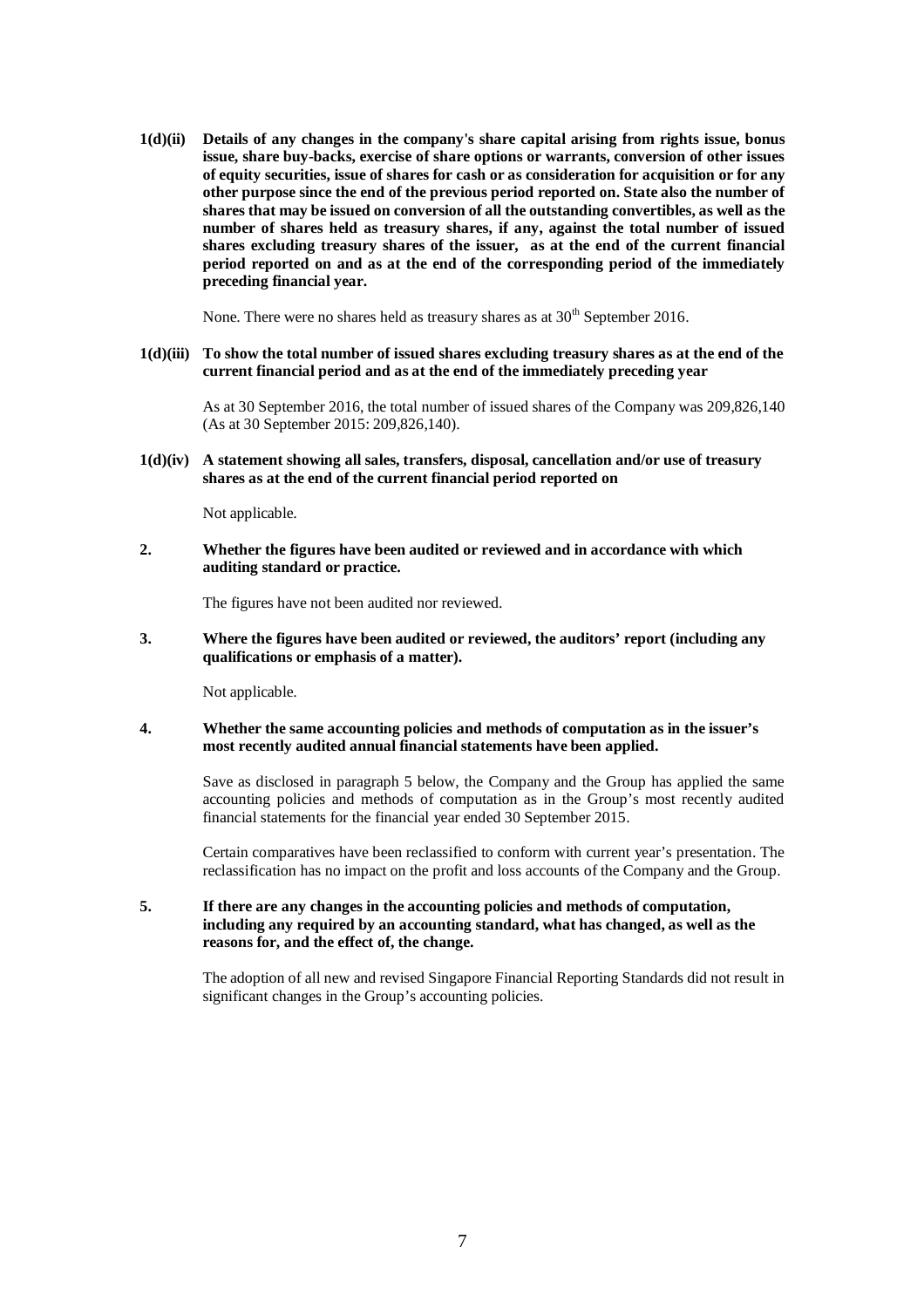**1(d)(ii) Details of any changes in the company's share capital arising from rights issue, bonus issue, share buy-backs, exercise of share options or warrants, conversion of other issues of equity securities, issue of shares for cash or as consideration for acquisition or for any other purpose since the end of the previous period reported on. State also the number of shares that may be issued on conversion of all the outstanding convertibles, as well as the number of shares held as treasury shares, if any, against the total number of issued shares excluding treasury shares of the issuer, as at the end of the current financial period reported on and as at the end of the corresponding period of the immediately preceding financial year.**

None. There were no shares held as treasury shares as at 30th September 2016.

**1(d)(iii) To show the total number of issued shares excluding treasury shares as at the end of the current financial period and as at the end of the immediately preceding year**

As at 30 September 2016, the total number of issued shares of the Company was 209,826,140 (As at 30 September 2015: 209,826,140).

**1(d)(iv) A statement showing all sales, transfers, disposal, cancellation and/or use of treasury shares as at the end of the current financial period reported on**

Not applicable.

**2. Whether the figures have been audited or reviewed and in accordance with which auditing standard or practice.**

The figures have not been audited nor reviewed.

**3. Where the figures have been audited or reviewed, the auditors' report (including any qualifications or emphasis of a matter).**

Not applicable.

**4. Whether the same accounting policies and methods of computation as in the issuer's most recently audited annual financial statements have been applied.**

Save as disclosed in paragraph 5 below, the Company and the Group has applied the same accounting policies and methods of computation as in the Group's most recently audited financial statements for the financial year ended 30 September 2015.

Certain comparatives have been reclassified to conform with current year's presentation. The reclassification has no impact on the profit and loss accounts of the Company and the Group.

**5. If there are any changes in the accounting policies and methods of computation, including any required by an accounting standard, what has changed, as well as the reasons for, and the effect of, the change.**

The adoption of all new and revised Singapore Financial Reporting Standards did not result in significant changes in the Group's accounting policies.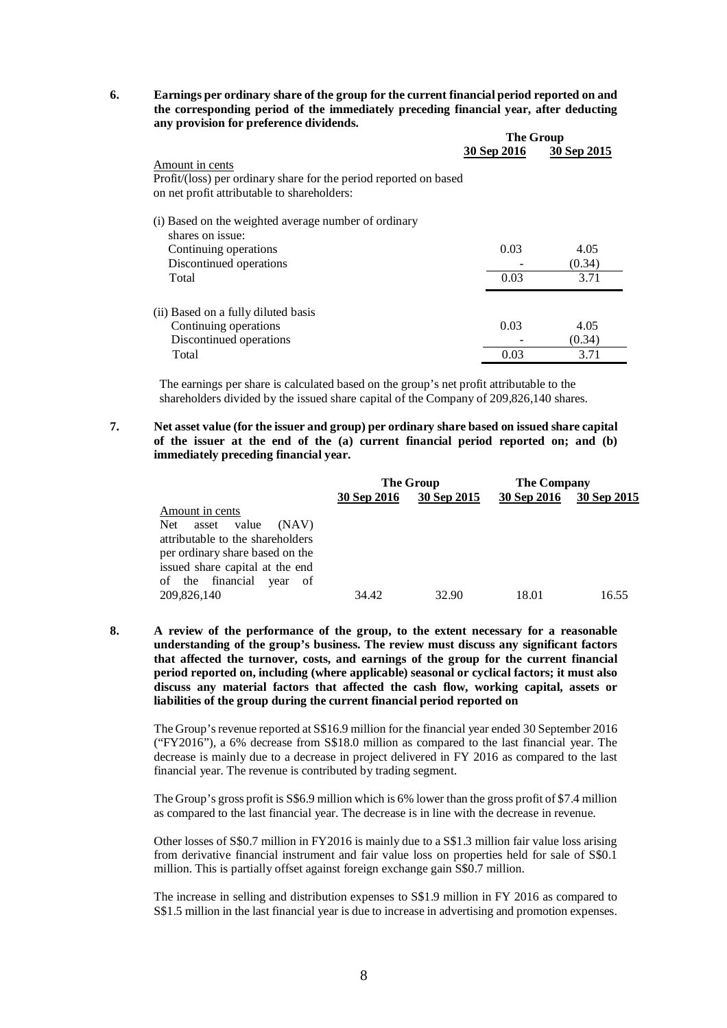**6. Earnings per ordinary share of the group for the current financial period reported on and the corresponding period of the immediately preceding financial year, after deducting any provision for preference dividends.**

| | The Group | |
|---|---|---|
| | 30 Sep 2016 | 30 Sep 2015 |
| Amount in cents | | |
| Profit/(loss) per ordinary share for the period reported on based on net profit attributable to shareholders: | | |
| (i) Based on the weighted average number of ordinary shares on issue: | | |
| Continuing operations | 0.03 | 4.05 |
| Discontinued operations | - | (0.34) |
| Total | 0.03 | 3.71 |
| (ii) Based on a fully diluted basis | | |
| Continuing operations | 0.03 | 4.05 |
| Discontinued operations | - | (0.34) |
| Total | 0.03 | 3.71 |

The earnings per share is calculated based on the group's net profit attributable to the shareholders divided by the issued share capital of the Company of 209,826,140 shares.

**7. Net asset value (for the issuer and group) per ordinary share based on issued share capital of the issuer at the end of the (a) current financial period reported on; and (b) immediately preceding financial year.**

| | The Group | | The Company | |
|---|---|---|---|---|
| | 30 Sep 2016 | 30 Sep 2015 | 30 Sep 2016 | 30 Sep 2015 |
| Amount in cents | | | | |
| Net asset value (NAV) attributable to the shareholders per ordinary share based on the issued share capital at the end of the financial year of 209,826,140 | 34.42 | 32.90 | 18.01 | 16.55 |

**8. A review of the performance of the group, to the extent necessary for a reasonable understanding of the group's business. The review must discuss any significant factors that affected the turnover, costs, and earnings of the group for the current financial period reported on, including (where applicable) seasonal or cyclical factors; it must also discuss any material factors that affected the cash flow, working capital, assets or liabilities of the group during the current financial period reported on**

The Group's revenue reported at S$16.9 million for the financial year ended 30 September 2016 ("FY2016"), a 6% decrease from S$18.0 million as compared to the last financial year. The decrease is mainly due to a decrease in project delivered in FY 2016 as compared to the last financial year. The revenue is contributed by trading segment.

The Group's gross profit is S$6.9 million which is 6% lower than the gross profit of $7.4 million as compared to the last financial year. The decrease is in line with the decrease in revenue.

Other losses of S$0.7 million in FY2016 is mainly due to a S$1.3 million fair value loss arising from derivative financial instrument and fair value loss on properties held for sale of S$0.1 million. This is partially offset against foreign exchange gain S$0.7 million.

The increase in selling and distribution expenses to S$1.9 million in FY 2016 as compared to S$1.5 million in the last financial year is due to increase in advertising and promotion expenses.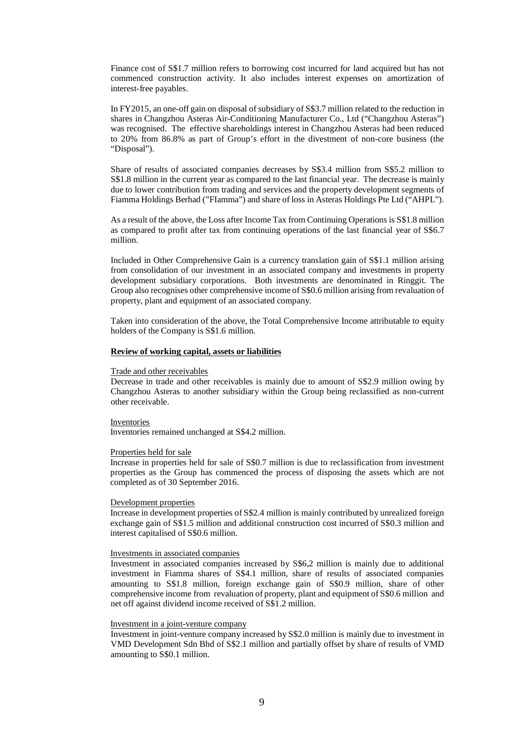Finance cost of S$1.7 million refers to borrowing cost incurred for land acquired but has not commenced construction activity. It also includes interest expenses on amortization of interest-free payables.

In FY2015, an one-off gain on disposal of subsidiary of S$3.7 million related to the reduction in shares in Changzhou Asteras Air-Conditioning Manufacturer Co., Ltd ("Changzhou Asteras") was recognised. The effective shareholdings interest in Changzhou Asteras had been reduced to 20% from 86.8% as part of Group's effort in the divestment of non-core business (the "Disposal").

Share of results of associated companies decreases by S$3.4 million from S$5.2 million to S$1.8 million in the current year as compared to the last financial year. The decrease is mainly due to lower contribution from trading and services and the property development segments of Fiamma Holdings Berhad ("FIamma") and share of loss in Asteras Holdings Pte Ltd ("AHPL").

As a result of the above, the Loss after Income Tax from Continuing Operations is S$1.8 million as compared to profit after tax from continuing operations of the last financial year of S$6.7 million.

Included in Other Comprehensive Gain is a currency translation gain of S$1.1 million arising from consolidation of our investment in an associated company and investments in property development subsidiary corporations. Both investments are denominated in Ringgit. The Group also recognises other comprehensive income of S$0.6 million arising from revaluation of property, plant and equipment of an associated company.

Taken into consideration of the above, the Total Comprehensive Income attributable to equity holders of the Company is S$1.6 million.

**Review of working capital, assets or liabilities**

Trade and other receivables

Decrease in trade and other receivables is mainly due to amount of S$2.9 million owing by Changzhou Asteras to another subsidiary within the Group being reclassified as non-current other receivable.

Inventories

Inventories remained unchanged at S$4.2 million.

Properties held for sale

Increase in properties held for sale of S$0.7 million is due to reclassification from investment properties as the Group has commenced the process of disposing the assets which are not completed as of 30 September 2016.

Development properties

Increase in development properties of S$2.4 million is mainly contributed by unrealized foreign exchange gain of S$1.5 million and additional construction cost incurred of S$0.3 million and interest capitalised of S$0.6 million.

Investments in associated companies

Investment in associated companies increased by S$6,2 million is mainly due to additional investment in Fiamma shares of S$4.1 million, share of results of associated companies amounting to S$1.8 million, foreign exchange gain of S$0.9 million, share of other comprehensive income from revaluation of property, plant and equipment of S$0.6 million and net off against dividend income received of S$1.2 million.

Investment in a joint-venture company

Investment in joint-venture company increased by S$2.0 million is mainly due to investment in VMD Development Sdn Bhd of S$2.1 million and partially offset by share of results of VMD amounting to S$0.1 million.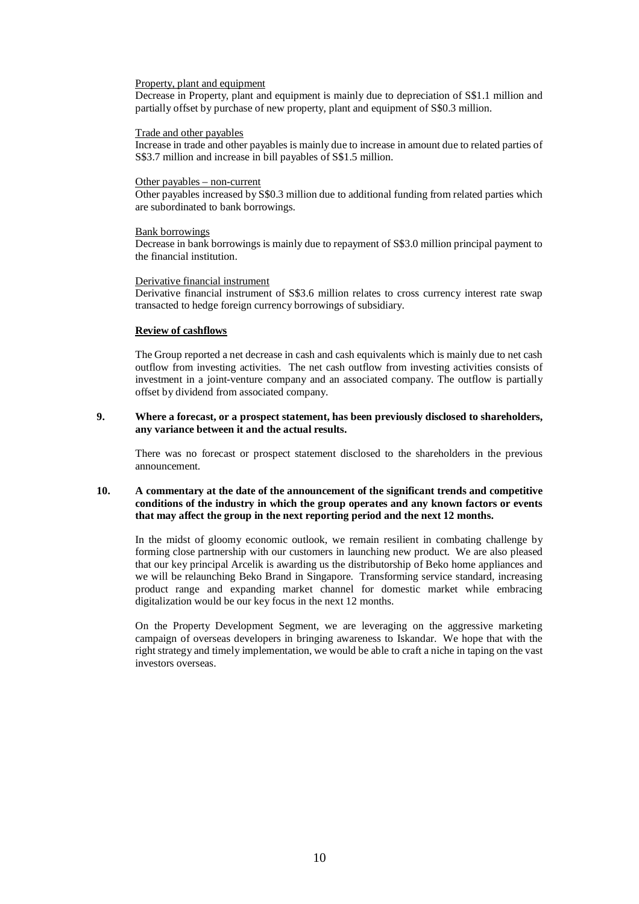Property, plant and equipment

Decrease in Property, plant and equipment is mainly due to depreciation of S$1.1 million and partially offset by purchase of new property, plant and equipment of S$0.3 million.

Trade and other payables

Increase in trade and other payables is mainly due to increase in amount due to related parties of S$3.7 million and increase in bill payables of S$1.5 million.

Other payables – non-current

Other payables increased by S$0.3 million due to additional funding from related parties which are subordinated to bank borrowings.

Bank borrowings

Decrease in bank borrowings is mainly due to repayment of S$3.0 million principal payment to the financial institution.

Derivative financial instrument

Derivative financial instrument of S$3.6 million relates to cross currency interest rate swap transacted to hedge foreign currency borrowings of subsidiary.

**Review of cashflows**

The Group reported a net decrease in cash and cash equivalents which is mainly due to net cash outflow from investing activities. The net cash outflow from investing activities consists of investment in a joint-venture company and an associated company. The outflow is partially offset by dividend from associated company.

**9. Where a forecast, or a prospect statement, has been previously disclosed to shareholders, any variance between it and the actual results.**

There was no forecast or prospect statement disclosed to the shareholders in the previous announcement.

**10. A commentary at the date of the announcement of the significant trends and competitive conditions of the industry in which the group operates and any known factors or events that may affect the group in the next reporting period and the next 12 months.**

In the midst of gloomy economic outlook, we remain resilient in combating challenge by forming close partnership with our customers in launching new product. We are also pleased that our key principal Arcelik is awarding us the distributorship of Beko home appliances and we will be relaunching Beko Brand in Singapore. Transforming service standard, increasing product range and expanding market channel for domestic market while embracing digitalization would be our key focus in the next 12 months.

On the Property Development Segment, we are leveraging on the aggressive marketing campaign of overseas developers in bringing awareness to Iskandar. We hope that with the right strategy and timely implementation, we would be able to craft a niche in taping on the vast investors overseas.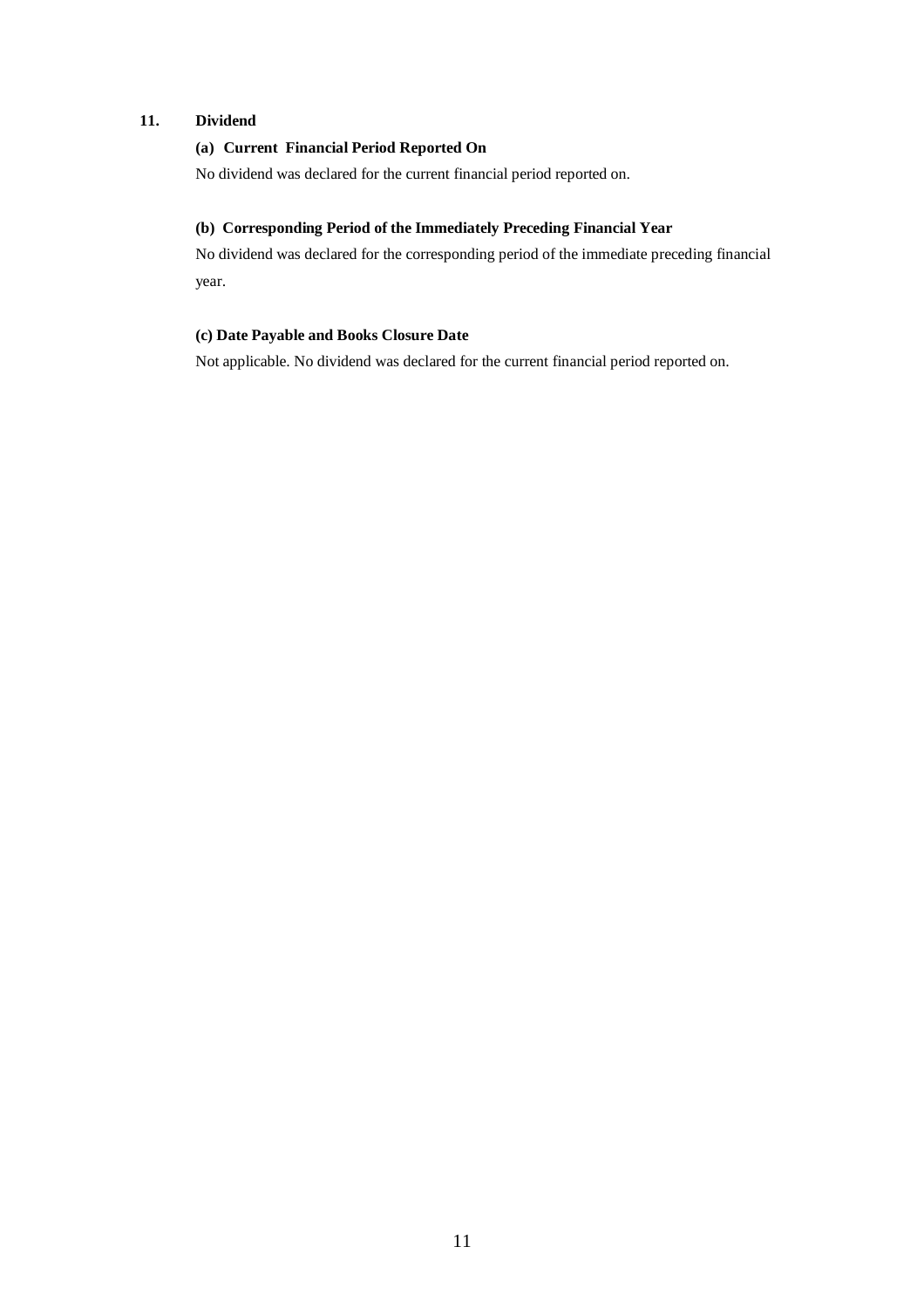## 11. Dividend

### (a) Current Financial Period Reported On

No dividend was declared for the current financial period reported on.

### (b) Corresponding Period of the Immediately Preceding Financial Year

No dividend was declared for the corresponding period of the immediate preceding financial year.

### (c) Date Payable and Books Closure Date

Not applicable. No dividend was declared for the current financial period reported on.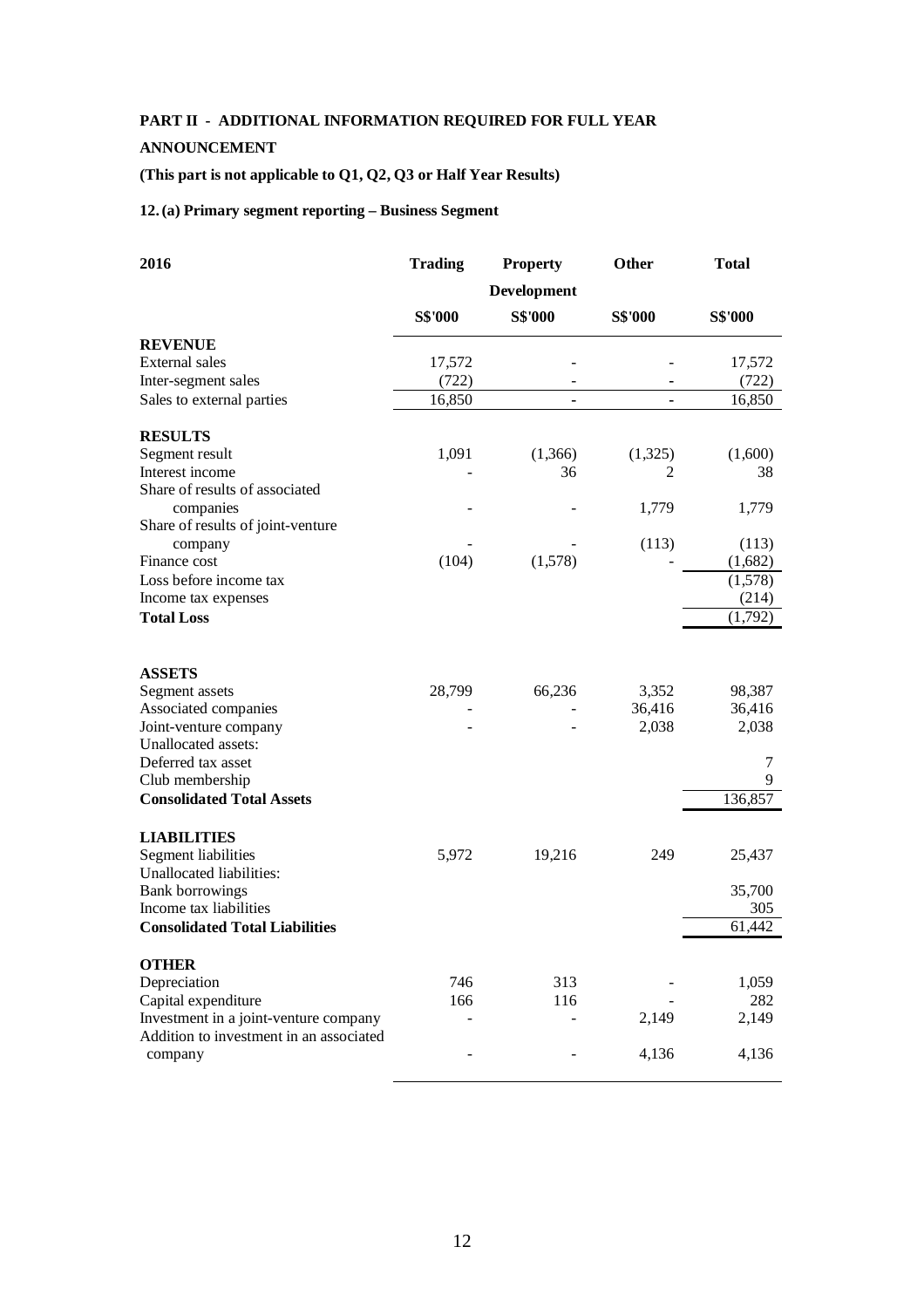**PART II - ADDITIONAL INFORMATION REQUIRED FOR FULL YEAR ANNOUNCEMENT**

**(This part is not applicable to Q1, Q2, Q3 or Half Year Results)**

**12. (a) Primary segment reporting – Business Segment**

| 2016 | Trading | Property Development | Other | Total |
|---|---|---|---|---|
| | S$'000 | S$'000 | S$'000 | S$'000 |
| **REVENUE** | | | | |
| External sales | 17,572 | - | - | 17,572 |
| Inter-segment sales | (722) | - | - | (722) |
| Sales to external parties | 16,850 | - | - | 16,850 |
| **RESULTS** | | | | |
| Segment result | 1,091 | (1,366) | (1,325) | (1,600) |
| Interest income | - | 36 | 2 | 38 |
| Share of results of associated companies | - | - | 1,779 | 1,779 |
| Share of results of joint-venture company | - | - | (113) | (113) |
| Finance cost | (104) | (1,578) | - | (1,682) |
| Loss before income tax | | | | (1,578) |
| Income tax expenses | | | | (214) |
| **Total Loss** | | | | (1,792) |
| **ASSETS** | | | | |
| Segment assets | 28,799 | 66,236 | 3,352 | 98,387 |
| Associated companies | - | - | 36,416 | 36,416 |
| Joint-venture company | - | - | 2,038 | 2,038 |
| Unallocated assets: | | | | |
| Deferred tax asset | | | | 7 |
| Club membership | | | | 9 |
| **Consolidated Total Assets** | | | | 136,857 |
| **LIABILITIES** | | | | |
| Segment liabilities | 5,972 | 19,216 | 249 | 25,437 |
| Unallocated liabilities: | | | | |
| Bank borrowings | | | | 35,700 |
| Income tax liabilities | | | | 305 |
| **Consolidated Total Liabilities** | | | | 61,442 |
| **OTHER** | | | | |
| Depreciation | 746 | 313 | - | 1,059 |
| Capital expenditure | 166 | 116 | - | 282 |
| Investment in a joint-venture company | - | - | 2,149 | 2,149 |
| Addition to investment in an associated company | - | - | 4,136 | 4,136 |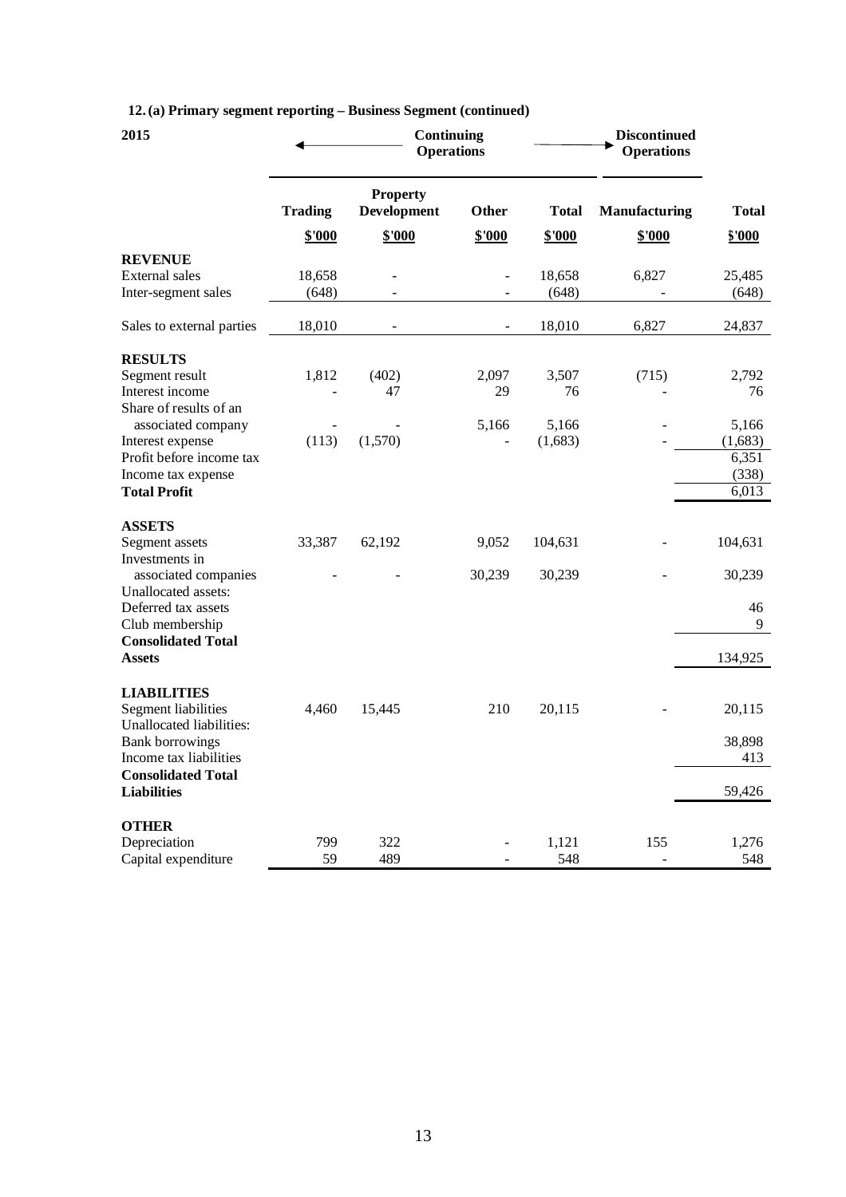**12. (a) Primary segment reporting – Business Segment (continued)**

| 2015 | Continuing Operations | | | | Discontinued Operations | |
|---|---|---|---|---|---|---|
| | Trading | Property Development | Other | Total | Manufacturing | Total |
| | \$'000 | \$'000 | \$'000 | \$'000 | \$'000 | \$'000 |
| **REVENUE** | | | | | | |
| External sales | 18,658 | - | - | 18,658 | 6,827 | 25,485 |
| Inter-segment sales | (648) | - | - | (648) | - | (648) |
| Sales to external parties | 18,010 | - | - | 18,010 | 6,827 | 24,837 |
| **RESULTS** | | | | | | |
| Segment result | 1,812 | (402) | 2,097 | 3,507 | (715) | 2,792 |
| Interest income | - | 47 | 29 | 76 | - | 76 |
| Share of results of an associated company | - | - | 5,166 | 5,166 | - | 5,166 |
| Interest expense | (113) | (1,570) | - | (1,683) | - | (1,683) |
| Profit before income tax | | | | | | 6,351 |
| Income tax expense | | | | | | (338) |
| **Total Profit** | | | | | | 6,013 |
| **ASSETS** | | | | | | |
| Segment assets | 33,387 | 62,192 | 9,052 | 104,631 | - | 104,631 |
| Investments in associated companies | - | - | 30,239 | 30,239 | - | 30,239 |
| Unallocated assets: | | | | | | |
| Deferred tax assets | | | | | | 46 |
| Club membership | | | | | | 9 |
| **Consolidated Total Assets** | | | | | | 134,925 |
| **LIABILITIES** | | | | | | |
| Segment liabilities | 4,460 | 15,445 | 210 | 20,115 | - | 20,115 |
| Unallocated liabilities: | | | | | | |
| Bank borrowings | | | | | | 38,898 |
| Income tax liabilities | | | | | | 413 |
| **Consolidated Total Liabilities** | | | | | | 59,426 |
| **OTHER** | | | | | | |
| Depreciation | 799 | 322 | - | 1,121 | 155 | 1,276 |
| Capital expenditure | 59 | 489 | - | 548 | - | 548 |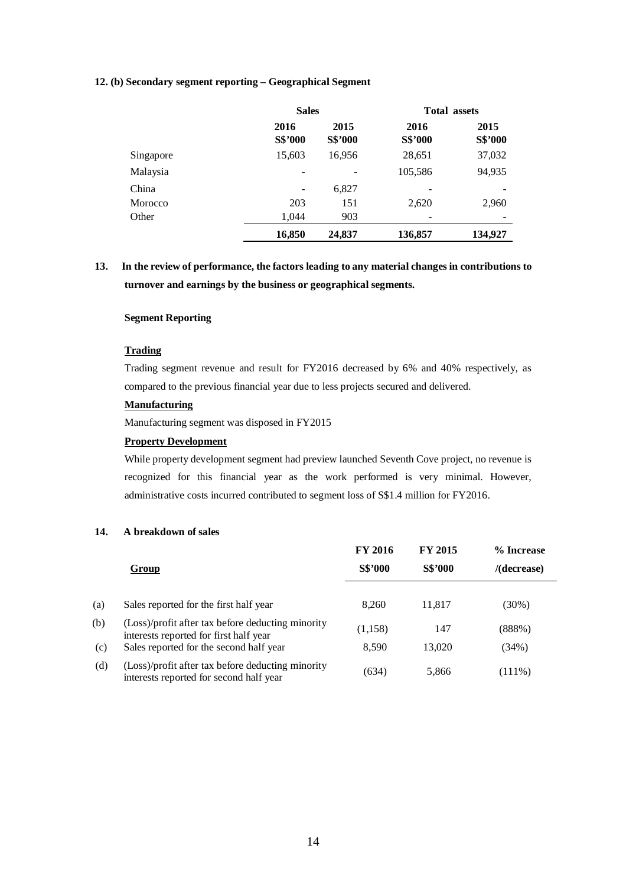**12. (b) Secondary segment reporting – Geographical Segment**

| | Sales | | Total assets | |
|---|---|---|---|---|
| | 2016 S$'000 | 2015 S$'000 | 2016 S$'000 | 2015 S$'000 |
| Singapore | 15,603 | 16,956 | 28,651 | 37,032 |
| Malaysia | - | - | 105,586 | 94,935 |
| China | - | 6,827 | - | - |
| Morocco | 203 | 151 | 2,620 | 2,960 |
| Other | 1,044 | 903 | - | - |
| | **16,850** | **24,837** | **136,857** | **134,927** |

**13. In the review of performance, the factors leading to any material changes in contributions to turnover and earnings by the business or geographical segments.**

**Segment Reporting**

**Trading**

Trading segment revenue and result for FY2016 decreased by 6% and 40% respectively, as compared to the previous financial year due to less projects secured and delivered.

**Manufacturing**

Manufacturing segment was disposed in FY2015

**Property Development**

While property development segment had preview launched Seventh Cove project, no revenue is recognized for this financial year as the work performed is very minimal. However, administrative costs incurred contributed to segment loss of S$1.4 million for FY2016.

**14. A breakdown of sales**

| | Group | FY 2016 S$'000 | FY 2015 S$'000 | % Increase /(decrease) |
|---|---|---|---|---|
| (a) | Sales reported for the first half year | 8,260 | 11,817 | (30%) |
| (b) | (Loss)/profit after tax before deducting minority interests reported for first half year | (1,158) | 147 | (888%) |
| (c) | Sales reported for the second half year | 8,590 | 13,020 | (34%) |
| (d) | (Loss)/profit after tax before deducting minority interests reported for second half year | (634) | 5,866 | (111%) |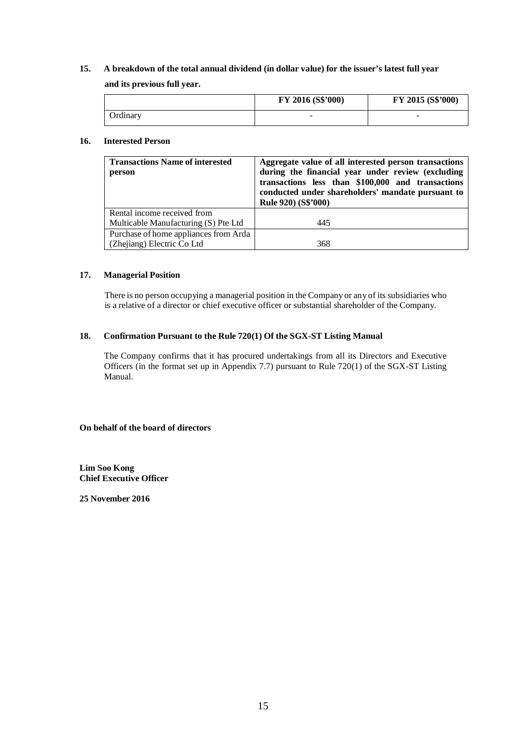## 15. A breakdown of the total annual dividend (in dollar value) for the issuer's latest full year and its previous full year.

| | FY 2016 (S$'000) | FY 2015 (S$'000) |
|---|---|---|
| Ordinary | - | - |

## 16. Interested Person

| Transactions Name of interested person | Aggregate value of all interested person transactions during the financial year under review (excluding transactions less than $100,000 and transactions conducted under shareholders' mandate pursuant to Rule 920) (S$'000) |
|---|---|
| Rental income received from Multicable Manufacturing (S) Pte Ltd | 445 |
| Purchase of home appliances from Arda (Zhejiang) Electric Co Ltd | 368 |

## 17. Managerial Position

There is no person occupying a managerial position in the Company or any of its subsidiaries who is a relative of a director or chief executive officer or substantial shareholder of the Company.

## 18. Confirmation Pursuant to the Rule 720(1) Of the SGX-ST Listing Manual

The Company confirms that it has procured undertakings from all its Directors and Executive Officers (in the format set up in Appendix 7.7) pursuant to Rule 720(1) of the SGX-ST Listing Manual.

**On behalf of the board of directors**

**Lim Soo Kong**
**Chief Executive Officer**

**25 November 2016**